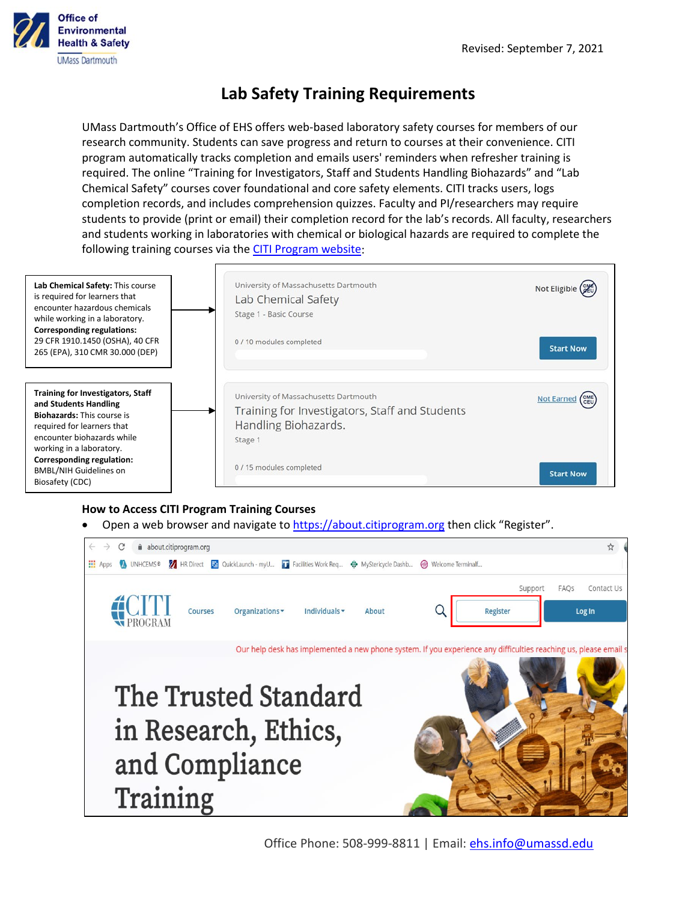Office of Environmental Health & Safety
UMass Dartmouth

Revised: September 7, 2021

# Lab Safety Training Requirements

UMass Dartmouth's Office of EHS offers web-based laboratory safety courses for members of our research community. Students can save progress and return to courses at their convenience. CITI program automatically tracks completion and emails users' reminders when refresher training is required. The online "Training for Investigators, Staff and Students Handling Biohazards" and "Lab Chemical Safety" courses cover foundational and core safety elements. CITI tracks users, logs completion records, and includes comprehension quizzes. Faculty and PI/researchers may require students to provide (print or email) their completion record for the lab's records. All faculty, researchers and students working in laboratories with chemical or biological hazards are required to complete the following training courses via the CITI Program website:

**Lab Chemical Safety:** This course is required for learners that encounter hazardous chemicals while working in a laboratory. **Corresponding regulations:** 29 CFR 1910.1450 (OSHA), 40 CFR 265 (EPA), 310 CMR 30.000 (DEP)

University of Massachusetts Dartmouth
Lab Chemical Safety
Stage 1 - Basic Course
Not Eligible
0 / 10 modules completed
Start Now

**Training for Investigators, Staff and Students Handling Biohazards:** This course is required for learners that encounter biohazards while working in a laboratory. **Corresponding regulation:** BMBL/NIH Guidelines on Biosafety (CDC)

University of Massachusetts Dartmouth
Training for Investigators, Staff and Students Handling Biohazards.
Stage 1
Not Earned
0 / 15 modules completed
Start Now

### How to Access CITI Program Training Courses

- Open a web browser and navigate to https://about.citiprogram.org then click "Register".

about.citiprogram.org

Support FAQs Contact Us

CITI PROGRAM Courses Organizations Individuals About Register Log In

Our help desk has implemented a new phone system. If you experience any difficulties reaching us, please email s

The Trusted Standard in Research, Ethics, and Compliance Training

Office Phone: 508-999-8811 | Email: ehs.info@umassd.edu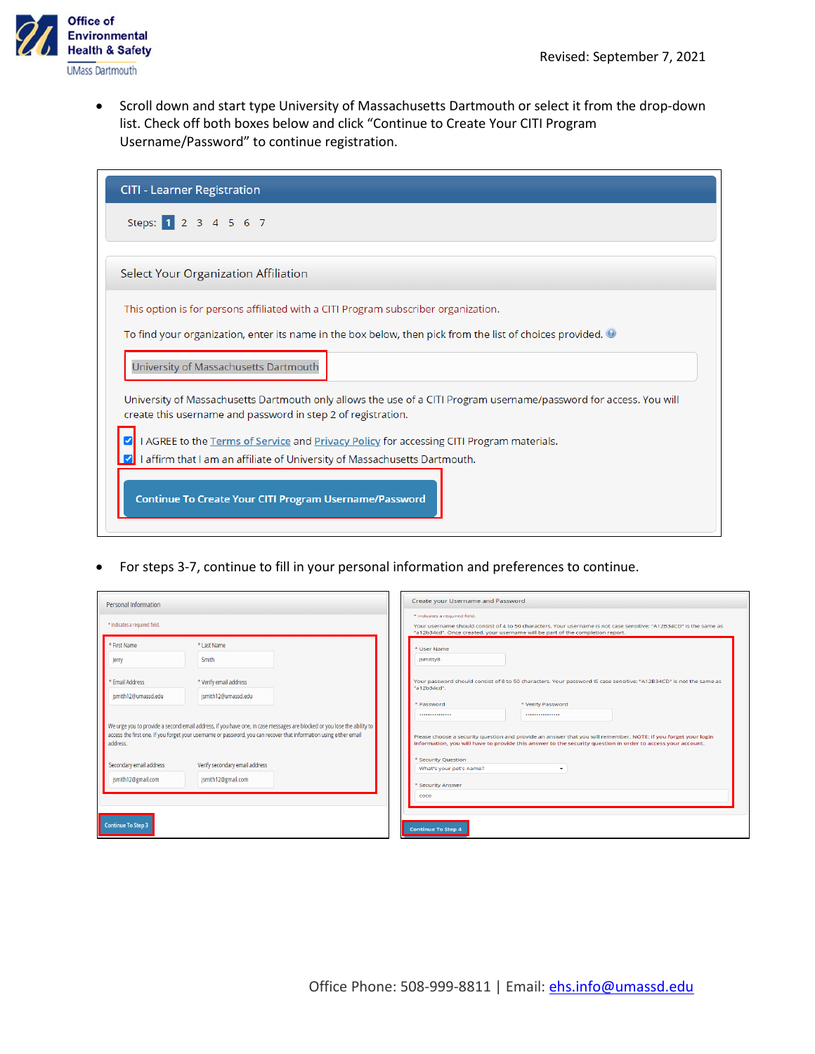- Scroll down and start type University of Massachusetts Dartmouth or select it from the drop-down list. Check off both boxes below and click "Continue to Create Your CITI Program Username/Password" to continue registration.

CITI - Learner Registration

Steps: 1 2 3 4 5 6 7

Select Your Organization Affiliation

This option is for persons affiliated with a CITI Program subscriber organization.

To find your organization, enter its name in the box below, then pick from the list of choices provided.

University of Massachusetts Dartmouth

University of Massachusetts Dartmouth only allows the use of a CITI Program username/password for access. You will create this username and password in step 2 of registration.

- [x] I AGREE to the Terms of Service and Privacy Policy for accessing CITI Program materials.
- [x] I affirm that I am an affiliate of University of Massachusetts Dartmouth.

Continue To Create Your CITI Program Username/Password

- For steps 3-7, continue to fill in your personal information and preferences to continue.

Personal Information

\* indicates a required field.

\* First Name: Jerry
\* Last Name: Smith

\* Email Address: jsmith12@umassd.edu
\* Verify email address: jsmith12@umassd.edu

We urge you to provide a second email address, if you have one, in case messages are blocked or you lose the ability to access the first one. If you forget your username or password, you can recover that information using either email address.

Secondary email address: jsmith12@gmail.com
Verify secondary email address: jsmith12@gmail.com

Continue To Step 3

Create your Username and Password

\* indicates a required field.

Your username should consist of 4 to 50 characters. Your username is not case sensitive; "A12B34CD" is the same as "a12b34cd". Once created, your username will be part of the completion report.

\* User Name: jsmitty8

Your password should consist of 8 to 50 characters. Your password IS case sensitive; "A12B34CD" is not the same as "a12b34cd".

\* Password
\* Verify Password

Please choose a security question and provide an answer that you will remember. NOTE: If you forget your login information, you will have to provide this answer to the security question in order to access your account.

\* Security Question: What's your pet's name?

\* Security Answer: coco

Continue To Step 4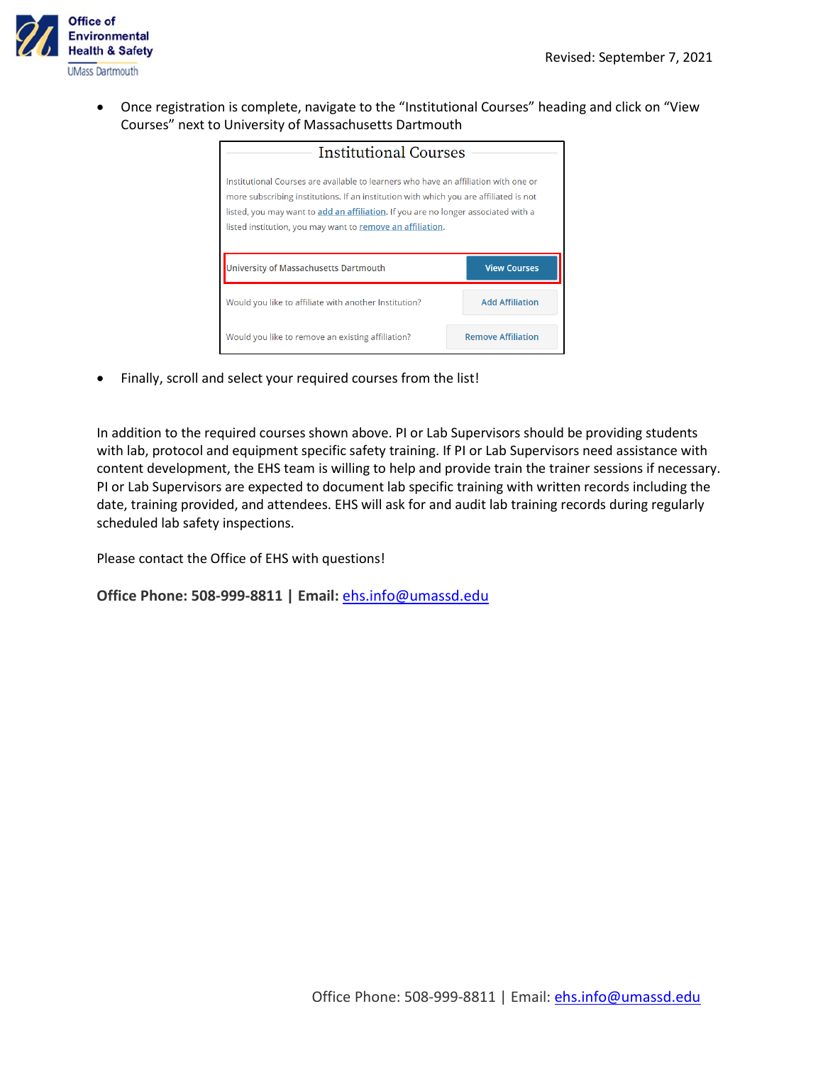- Once registration is complete, navigate to the "Institutional Courses" heading and click on "View Courses" next to University of Massachusetts Dartmouth

Institutional Courses

Institutional Courses are available to learners who have an affiliation with one or more subscribing institutions. If an institution with which you are affiliated is not listed, you may want to add an affiliation. If you are no longer associated with a listed institution, you may want to remove an affiliation.

University of Massachusetts Dartmouth — View Courses

Would you like to affiliate with another Institution? — Add Affiliation

Would you like to remove an existing affiliation? — Remove Affiliation

- Finally, scroll and select your required courses from the list!

In addition to the required courses shown above. PI or Lab Supervisors should be providing students with lab, protocol and equipment specific safety training. If PI or Lab Supervisors need assistance with content development, the EHS team is willing to help and provide train the trainer sessions if necessary. PI or Lab Supervisors are expected to document lab specific training with written records including the date, training provided, and attendees. EHS will ask for and audit lab training records during regularly scheduled lab safety inspections.

Please contact the Office of EHS with questions!

**Office Phone: 508-999-8811 | Email:** ehs.info@umassd.edu